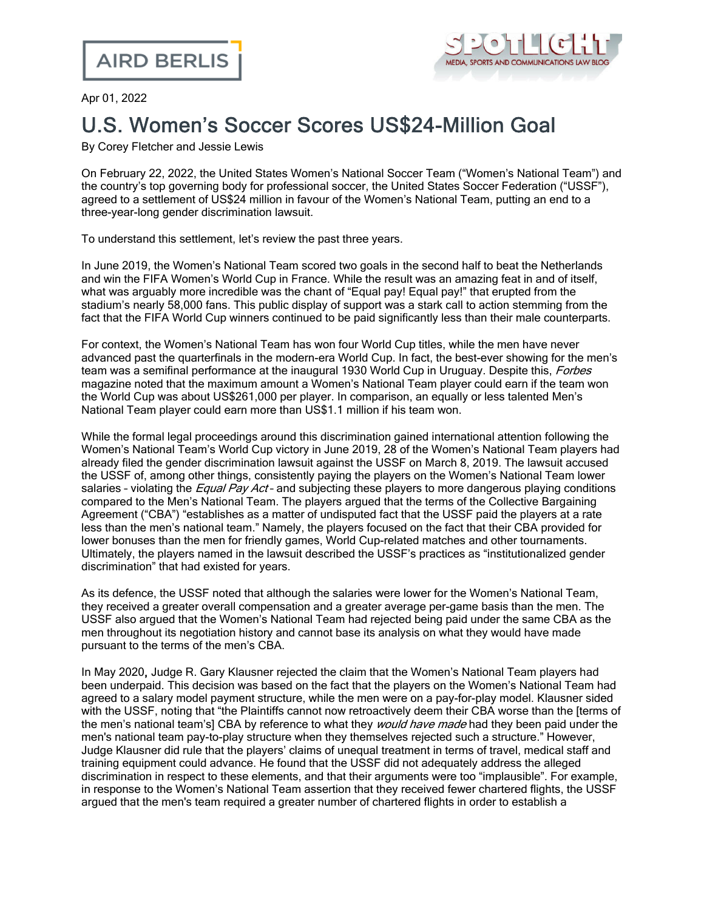Apr 01, 2022

# U.S. Women's Soccer Scores US$24-Million Goal

By Corey Fletcher and Jessie Lewis

On February 22, 2022, the United States Women's National Soccer Team ("Women's National Team") and the country's top governing body for professional soccer, the United States Soccer Federation ("USSF"), agreed to a settlement of US$24 million in favour of the Women's National Team, putting an end to a three-year-long gender discrimination lawsuit.

To understand this settlement, let's review the past three years.

In June 2019, the Women's National Team scored two goals in the second half to beat the Netherlands and win the FIFA Women's World Cup in France. While the result was an amazing feat in and of itself, what was arguably more incredible was the chant of "Equal pay! Equal pay!" that erupted from the stadium's nearly 58,000 fans. This public display of support was a stark call to action stemming from the fact that the FIFA World Cup winners continued to be paid significantly less than their male counterparts.

For context, the Women's National Team has won four World Cup titles, while the men have never advanced past the quarterfinals in the modern-era World Cup. In fact, the best-ever showing for the men's team was a semifinal performance at the inaugural 1930 World Cup in Uruguay. Despite this, *Forbes* magazine noted that the maximum amount a Women's National Team player could earn if the team won the World Cup was about US$261,000 per player. In comparison, an equally or less talented Men's National Team player could earn more than US$1.1 million if his team won.

While the formal legal proceedings around this discrimination gained international attention following the Women's National Team's World Cup victory in June 2019, 28 of the Women's National Team players had already filed the gender discrimination lawsuit against the USSF on March 8, 2019. The lawsuit accused the USSF of, among other things, consistently paying the players on the Women's National Team lower salaries – violating the *Equal Pay Act* – and subjecting these players to more dangerous playing conditions compared to the Men's National Team. The players argued that the terms of the Collective Bargaining Agreement ("CBA") "establishes as a matter of undisputed fact that the USSF paid the players at a rate less than the men's national team." Namely, the players focused on the fact that their CBA provided for lower bonuses than the men for friendly games, World Cup-related matches and other tournaments. Ultimately, the players named in the lawsuit described the USSF's practices as "institutionalized gender discrimination" that had existed for years.

As its defence, the USSF noted that although the salaries were lower for the Women's National Team, they received a greater overall compensation and a greater average per-game basis than the men. The USSF also argued that the Women's National Team had rejected being paid under the same CBA as the men throughout its negotiation history and cannot base its analysis on what they would have made pursuant to the terms of the men's CBA.

In May 2020**,** Judge R. Gary Klausner rejected the claim that the Women's National Team players had been underpaid. This decision was based on the fact that the players on the Women's National Team had agreed to a salary model payment structure, while the men were on a pay-for-play model. Klausner sided with the USSF, noting that "the Plaintiffs cannot now retroactively deem their CBA worse than the [terms of the men's national team's] CBA by reference to what they *would have made* had they been paid under the men's national team pay-to-play structure when they themselves rejected such a structure." However, Judge Klausner did rule that the players' claims of unequal treatment in terms of travel, medical staff and training equipment could advance. He found that the USSF did not adequately address the alleged discrimination in respect to these elements, and that their arguments were too "implausible". For example, in response to the Women's National Team assertion that they received fewer chartered flights, the USSF argued that the men's team required a greater number of chartered flights in order to establish a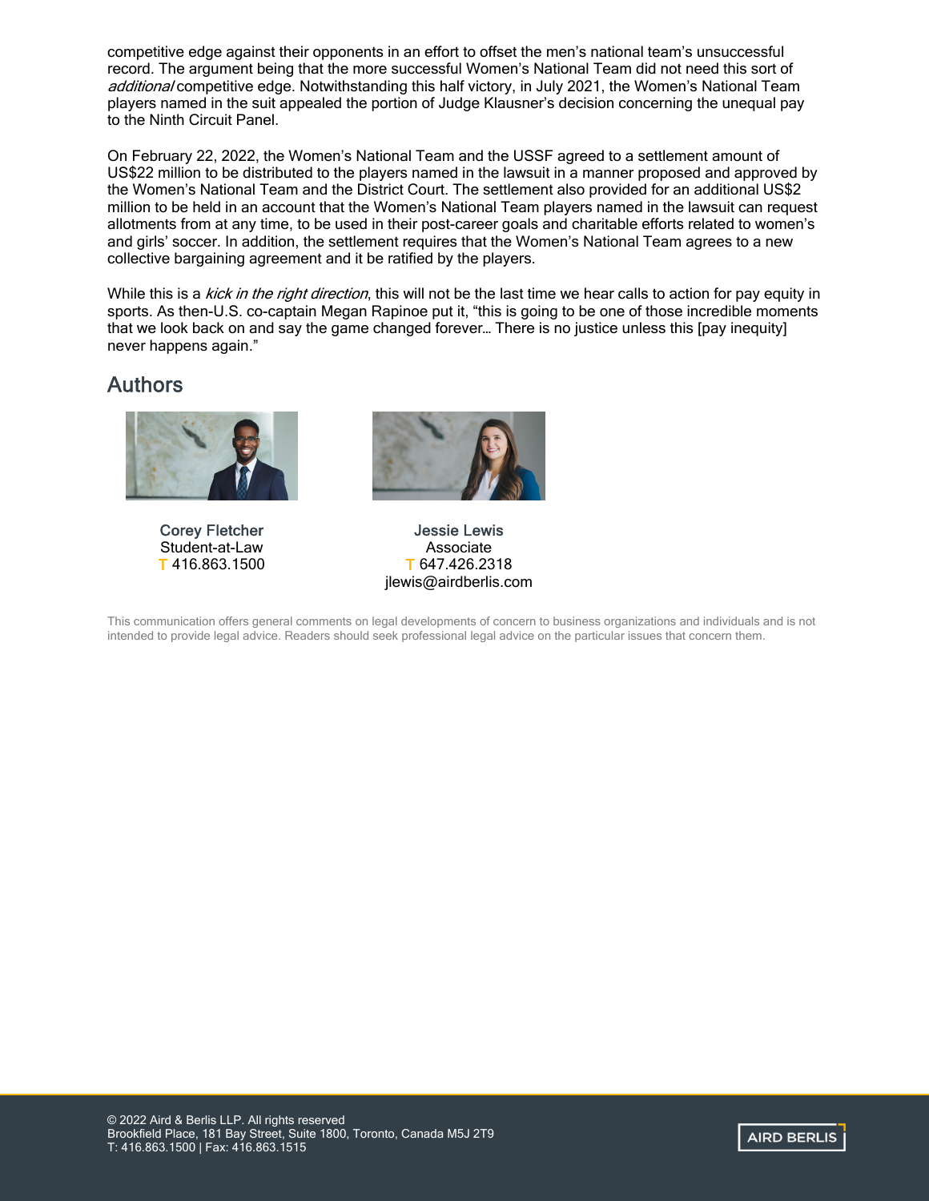competitive edge against their opponents in an effort to offset the men's national team's unsuccessful record. The argument being that the more successful Women's National Team did not need this sort of *additional* competitive edge. Notwithstanding this half victory, in July 2021, the Women's National Team players named in the suit appealed the portion of Judge Klausner's decision concerning the unequal pay to the Ninth Circuit Panel.

On February 22, 2022, the Women's National Team and the USSF agreed to a settlement amount of US$22 million to be distributed to the players named in the lawsuit in a manner proposed and approved by the Women's National Team and the District Court. The settlement also provided for an additional US$2 million to be held in an account that the Women's National Team players named in the lawsuit can request allotments from at any time, to be used in their post-career goals and charitable efforts related to women's and girls' soccer. In addition, the settlement requires that the Women's National Team agrees to a new collective bargaining agreement and it be ratified by the players.

While this is a *kick in the right direction*, this will not be the last time we hear calls to action for pay equity in sports. As then-U.S. co-captain Megan Rapinoe put it, "this is going to be one of those incredible moments that we look back on and say the game changed forever… There is no justice unless this [pay inequity] never happens again."

## Authors

Corey Fletcher
Student-at-Law
T 416.863.1500

Jessie Lewis
Associate
T 647.426.2318
jlewis@airdberlis.com

This communication offers general comments on legal developments of concern to business organizations and individuals and is not intended to provide legal advice. Readers should seek professional legal advice on the particular issues that concern them.

© 2022 Aird & Berlis LLP. All rights reserved
Brookfield Place, 181 Bay Street, Suite 1800, Toronto, Canada M5J 2T9
T: 416.863.1500 | Fax: 416.863.1515